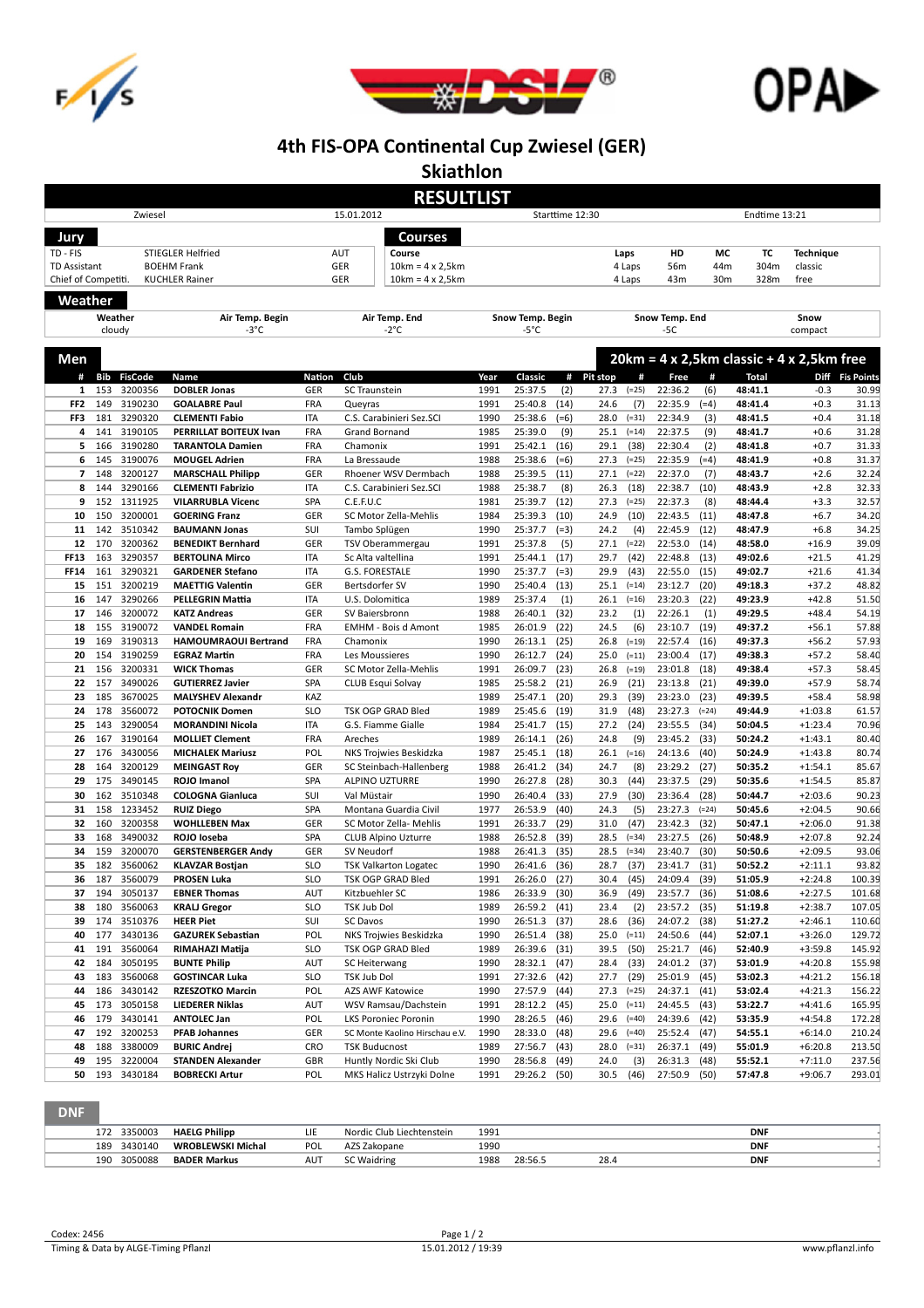# 4th FIS-OPA Continental Cup Zwiesel (GER)

## Skiathlon

## RESULTLIST

| Zwiesel | 15.01.2012 | Starttime 12:30 | Endtime 13:21 |
|---|---|---|---|

### Jury

| | | |
|---|---|---|
| TD - FIS | STIEGLER Helfried | AUT |
| TD Assistant | BOEHM Frank | GER |
| Chief of Competiti. | KUCHLER Rainer | GER |

### Courses

| Course | Laps | HD | MC | TC | Technique |
|---|---|---|---|---|---|
| 10km = 4 x 2,5km | 4 Laps | 56m | 44m | 304m | classic |
| 10km = 4 x 2,5km | 4 Laps | 43m | 30m | 328m | free |

### Weather

| Weather | Air Temp. Begin | Air Temp. End | Snow Temp. Begin | Snow Temp. End | Snow |
|---|---|---|---|---|---|
| cloudy | -3°C | -2°C | -5°C | -5C | compact |

### Men

**20km = 4 x 2,5km classic + 4 x 2,5km free**

| # | Bib | FisCode | Name | Nation | Club | Year | Classic | # | Pit stop | # | Free | # | Total | Diff | Fis Points |
|---|---|---|---|---|---|---|---|---|---|---|---|---|---|---|---|
| 1 | 153 | 3200356 | DOBLER Jonas | GER | SC Traunstein | 1991 | 25:37.5 | (2) | 27.3 | (=25) | 22:36.2 | (6) | 48:41.1 | -0.3 | 30.99 |
| FF2 | 149 | 3190230 | GOALABRE Paul | FRA | Queyras | 1991 | 25:40.8 | (14) | 24.6 | (7) | 22:35.9 | (=4) | 48:41.4 | +0.3 | 31.13 |
| FF3 | 181 | 3290320 | CLEMENTI Fabio | ITA | C.S. Carabinieri Sez.SCI | 1990 | 25:38.6 | (=6) | 28.0 | (=31) | 22:34.9 | (3) | 48:41.5 | +0.4 | 31.18 |
| 4 | 141 | 3190105 | PERRILLAT BOITEUX Ivan | FRA | Grand Bornand | 1985 | 25:39.0 | (9) | 25.1 | (=14) | 22:37.5 | (9) | 48:41.7 | +0.6 | 31.28 |
| 5 | 166 | 3190280 | TARANTOLA Damien | FRA | Chamonix | 1991 | 25:42.1 | (16) | 29.1 | (38) | 22:30.4 | (2) | 48:41.8 | +0.7 | 31.33 |
| 6 | 145 | 3190076 | MOUGEL Adrien | FRA | La Bressaude | 1988 | 25:38.6 | (=6) | 27.3 | (=25) | 22:35.9 | (=4) | 48:41.9 | +0.8 | 31.37 |
| 7 | 148 | 3200127 | MARSCHALL Philipp | GER | Rhoener WSV Dermbach | 1988 | 25:39.5 | (11) | 27.1 | (=22) | 22:37.0 | (7) | 48:43.7 | +2.6 | 32.24 |
| 8 | 144 | 3290166 | CLEMENTI Fabrizio | ITA | C.S. Carabinieri Sez.SCI | 1988 | 25:38.7 | (8) | 26.3 | (18) | 22:38.7 | (10) | 48:43.9 | +2.8 | 32.33 |
| 9 | 152 | 1311925 | VILARRUBLA Vicenc | SPA | C.E.F.U.C | 1981 | 25:39.7 | (12) | 27.3 | (=25) | 22:37.3 | (8) | 48:44.4 | +3.3 | 32.57 |
| 10 | 150 | 3200001 | GOERING Franz | GER | SC Motor Zella-Mehlis | 1984 | 25:39.3 | (10) | 24.9 | (10) | 22:43.5 | (11) | 48:47.8 | +6.7 | 34.20 |
| 11 | 142 | 3510342 | BAUMANN Jonas | SUI | Tambo Splügen | 1990 | 25:37.7 | (=3) | 24.2 | (4) | 22:45.9 | (12) | 48:47.9 | +6.8 | 34.25 |
| 12 | 170 | 3200362 | BENEDIKT Bernhard | GER | TSV Oberammergau | 1991 | 25:37.8 | (5) | 27.1 | (=22) | 22:53.0 | (14) | 48:58.0 | +16.9 | 39.09 |
| FF13 | 163 | 3290357 | BERTOLINA Mirco | ITA | Sc Alta valtellina | 1991 | 25:44.1 | (17) | 29.7 | (42) | 22:48.8 | (13) | 49:02.6 | +21.5 | 41.29 |
| FF14 | 161 | 3290321 | GARDENER Stefano | ITA | G.S. FORESTALE | 1990 | 25:37.7 | (=3) | 29.9 | (43) | 22:55.0 | (15) | 49:02.7 | +21.6 | 41.34 |
| 15 | 151 | 3200219 | MAETTIG Valentin | GER | Bertsdorfer SV | 1990 | 25:40.4 | (13) | 25.1 | (=14) | 23:12.7 | (20) | 49:18.3 | +37.2 | 48.82 |
| 16 | 147 | 3290266 | PELLEGRIN Mattia | ITA | U.S. Dolomitica | 1989 | 25:37.4 | (1) | 26.1 | (=16) | 23:20.3 | (22) | 49:23.9 | +42.8 | 51.50 |
| 17 | 146 | 3200072 | KATZ Andreas | GER | SV Baiersbronn | 1988 | 26:40.1 | (32) | 23.2 | (1) | 22:26.1 | (1) | 49:29.5 | +48.4 | 54.19 |
| 18 | 155 | 3190072 | VANDEL Romain | FRA | EMHM - Bois d Amont | 1985 | 26:01.9 | (22) | 24.5 | (6) | 23:10.7 | (19) | 49:37.2 | +56.1 | 57.88 |
| 19 | 169 | 3190313 | HAMOUMRAOUI Bertrand | FRA | Chamonix | 1990 | 26:13.1 | (25) | 26.8 | (=19) | 22:57.4 | (16) | 49:37.3 | +56.2 | 57.93 |
| 20 | 154 | 3190259 | EGRAZ Martin | FRA | Les Moussieres | 1990 | 26:12.7 | (24) | 25.0 | (=11) | 23:00.4 | (17) | 49:38.3 | +57.2 | 58.40 |
| 21 | 156 | 3200331 | WICK Thomas | GER | SC Motor Zella-Mehlis | 1991 | 26:09.7 | (23) | 26.8 | (=19) | 23:01.8 | (18) | 49:38.4 | +57.3 | 58.45 |
| 22 | 157 | 3490026 | GUTIERREZ Javier | SPA | CLUB Esqui Solvay | 1985 | 25:58.2 | (21) | 26.9 | (21) | 23:13.8 | (21) | 49:39.0 | +57.9 | 58.74 |
| 23 | 185 | 3670025 | MALYSHEV Alexandr | KAZ | | 1989 | 25:47.1 | (20) | 29.3 | (39) | 23:23.0 | (23) | 49:39.5 | +58.4 | 58.98 |
| 24 | 178 | 3560072 | POTOCNIK Domen | SLO | TSK OGP GRAD Bled | 1989 | 25:45.6 | (19) | 31.9 | (48) | 23:27.3 | (=24) | 49:44.9 | +1:03.8 | 61.57 |
| 25 | 143 | 3290054 | MORANDINI Nicola | ITA | G.S. Fiamme Gialle | 1984 | 25:41.7 | (15) | 27.2 | (24) | 23:55.5 | (34) | 50:04.5 | +1:23.4 | 70.96 |
| 26 | 167 | 3190164 | MOLLIET Clement | FRA | Areches | 1989 | 26:14.1 | (26) | 24.8 | (9) | 23:45.2 | (33) | 50:24.2 | +1:43.1 | 80.40 |
| 27 | 176 | 3430056 | MICHALEK Mariusz | POL | NKS Trojwies Beskidzka | 1987 | 25:45.1 | (18) | 26.1 | (=16) | 24:13.6 | (40) | 50:24.9 | +1:43.8 | 80.74 |
| 28 | 164 | 3200129 | MEINGAST Roy | GER | SC Steinbach-Hallenberg | 1988 | 26:41.2 | (34) | 24.7 | (8) | 23:29.2 | (27) | 50:35.2 | +1:54.1 | 85.67 |
| 29 | 175 | 3490145 | ROJO Imanol | SPA | ALPINO UZTURRE | 1990 | 26:27.8 | (28) | 30.3 | (44) | 23:37.5 | (29) | 50:35.6 | +1:54.5 | 85.87 |
| 30 | 162 | 3510348 | COLOGNA Gianluca | SUI | Val Müstair | 1990 | 26:40.4 | (33) | 27.9 | (30) | 23:36.4 | (28) | 50:44.7 | +2:03.6 | 90.23 |
| 31 | 158 | 1233452 | RUIZ Diego | SPA | Montana Guardia Civil | 1977 | 26:53.9 | (40) | 24.3 | (5) | 23:27.3 | (=24) | 50:45.6 | +2:04.5 | 90.66 |
| 32 | 160 | 3200358 | WOHLLEBEN Max | GER | SC Motor Zella- Mehlis | 1991 | 26:33.7 | (29) | 31.0 | (47) | 23:42.3 | (32) | 50:47.1 | +2:06.0 | 91.38 |
| 33 | 168 | 3490032 | ROJO Ioseba | SPA | CLUB Alpino Uzturre | 1988 | 26:52.8 | (39) | 28.5 | (=34) | 23:27.5 | (26) | 50:48.9 | +2:07.8 | 92.24 |
| 34 | 159 | 3200070 | GERSTENBERGER Andy | GER | SV Neudorf | 1988 | 26:41.3 | (35) | 28.5 | (=34) | 23:40.7 | (30) | 50:50.6 | +2:09.5 | 93.06 |
| 35 | 182 | 3560062 | KLAVZAR Bostjan | SLO | TSK Valkarton Logatec | 1990 | 26:41.6 | (36) | 28.7 | (37) | 23:41.7 | (31) | 50:52.2 | +2:11.1 | 93.82 |
| 36 | 187 | 3560079 | PROSEN Luka | SLO | TSK OGP GRAD Bled | 1991 | 26:26.0 | (27) | 30.4 | (45) | 24:09.4 | (39) | 51:05.9 | +2:24.8 | 100.39 |
| 37 | 194 | 3050137 | EBNER Thomas | AUT | Kitzbuehler SC | 1986 | 26:33.9 | (30) | 36.9 | (49) | 23:57.7 | (36) | 51:08.6 | +2:27.5 | 101.68 |
| 38 | 180 | 3560063 | KRALJ Gregor | SLO | TSK Jub Dol | 1989 | 26:59.2 | (41) | 23.4 | (2) | 23:57.2 | (35) | 51:19.8 | +2:38.7 | 107.05 |
| 39 | 174 | 3510376 | HEER Piet | SUI | SC Davos | 1990 | 26:51.3 | (37) | 28.6 | (36) | 24:07.2 | (38) | 51:27.2 | +2:46.1 | 110.60 |
| 40 | 177 | 3430136 | GAZUREK Sebastian | POL | NKS Trojwies Beskidzka | 1990 | 26:51.4 | (38) | 25.0 | (=11) | 24:50.6 | (44) | 52:07.1 | +3:26.0 | 129.72 |
| 41 | 191 | 3560064 | RIMAHAZI Matija | SLO | TSK OGP GRAD Bled | 1989 | 26:39.6 | (31) | 39.5 | (50) | 25:21.7 | (46) | 52:40.9 | +3:59.8 | 145.92 |
| 42 | 184 | 3050195 | BUNTE Philip | AUT | SC Heiterwang | 1990 | 28:32.1 | (47) | 28.4 | (33) | 24:01.2 | (37) | 53:01.9 | +4:20.8 | 155.98 |
| 43 | 183 | 3560068 | GOSTINCAR Luka | SLO | TSK Jub Dol | 1991 | 27:32.6 | (42) | 27.7 | (29) | 25:01.9 | (45) | 53:02.3 | +4:21.2 | 156.18 |
| 44 | 186 | 3430142 | RZESZOTKO Marcin | POL | AZS AWF Katowice | 1990 | 27:57.9 | (44) | 27.3 | (=25) | 24:37.1 | (41) | 53:02.4 | +4:21.3 | 156.22 |
| 45 | 173 | 3050158 | LIEDERER Niklas | AUT | WSV Ramsau/Dachstein | 1991 | 28:12.2 | (45) | 25.0 | (=11) | 24:45.5 | (43) | 53:22.8 | +4:41.6 | 165.95 |
| 46 | 179 | 3430141 | ANTOLEC Jan | POL | LKS Poroniec Poronin | 1990 | 28:26.5 | (46) | 29.6 | (=40) | 24:39.6 | (42) | 53:35.9 | +4:54.8 | 172.28 |
| 47 | 192 | 3200253 | PFAB Johannes | GER | SC Monte Kaolino Hirschau e.V. | 1990 | 28:33.0 | (48) | 29.6 | (=40) | 25:52.4 | (47) | 54:55.1 | +6:14.0 | 210.24 |
| 48 | 188 | 3380009 | BURIC Andrej | CRO | TSK Buducnost | 1989 | 27:56.7 | (43) | 28.0 | (=31) | 26:37.1 | (49) | 55:01.9 | +6:20.8 | 213.50 |
| 49 | 195 | 3220004 | STANDEN Alexander | GBR | Huntly Nordic Ski Club | 1990 | 28:56.8 | (49) | 24.0 | (3) | 26:31.3 | (48) | 55:52.1 | +7:11.0 | 237.56 |
| 50 | 193 | 3430184 | BOBRECKI Artur | POL | MKS Halicz Ustrzyki Dolne | 1991 | 29:26.2 | (50) | 30.5 | (46) | 27:50.9 | (50) | 57:47.8 | +9:06.7 | 293.01 |

### DNF

| # | Bib | FisCode | Name | Nation | Club | Year | Classic | # | Pit stop | # | Free | # | Total | Diff | Fis Points |
|---|---|---|---|---|---|---|---|---|---|---|---|---|---|---|---|
| | 172 | 3350003 | HAELG Philipp | LIE | Nordic Club Liechtenstein | 1991 | | | | | | | DNF | | |
| | 189 | 3430140 | WROBLEWSKI Michal | POL | AZS Zakopane | 1990 | | | | | | | DNF | | |
| | 190 | 3050088 | BADER Markus | AUT | SC Waidring | 1988 | 28:56.5 | | 28.4 | | | | DNF | | |

Codex: 2456

15.01.2012 / 19:39

Timing & Data by ALGE-Timing Pflanzl — www.pflanzl.info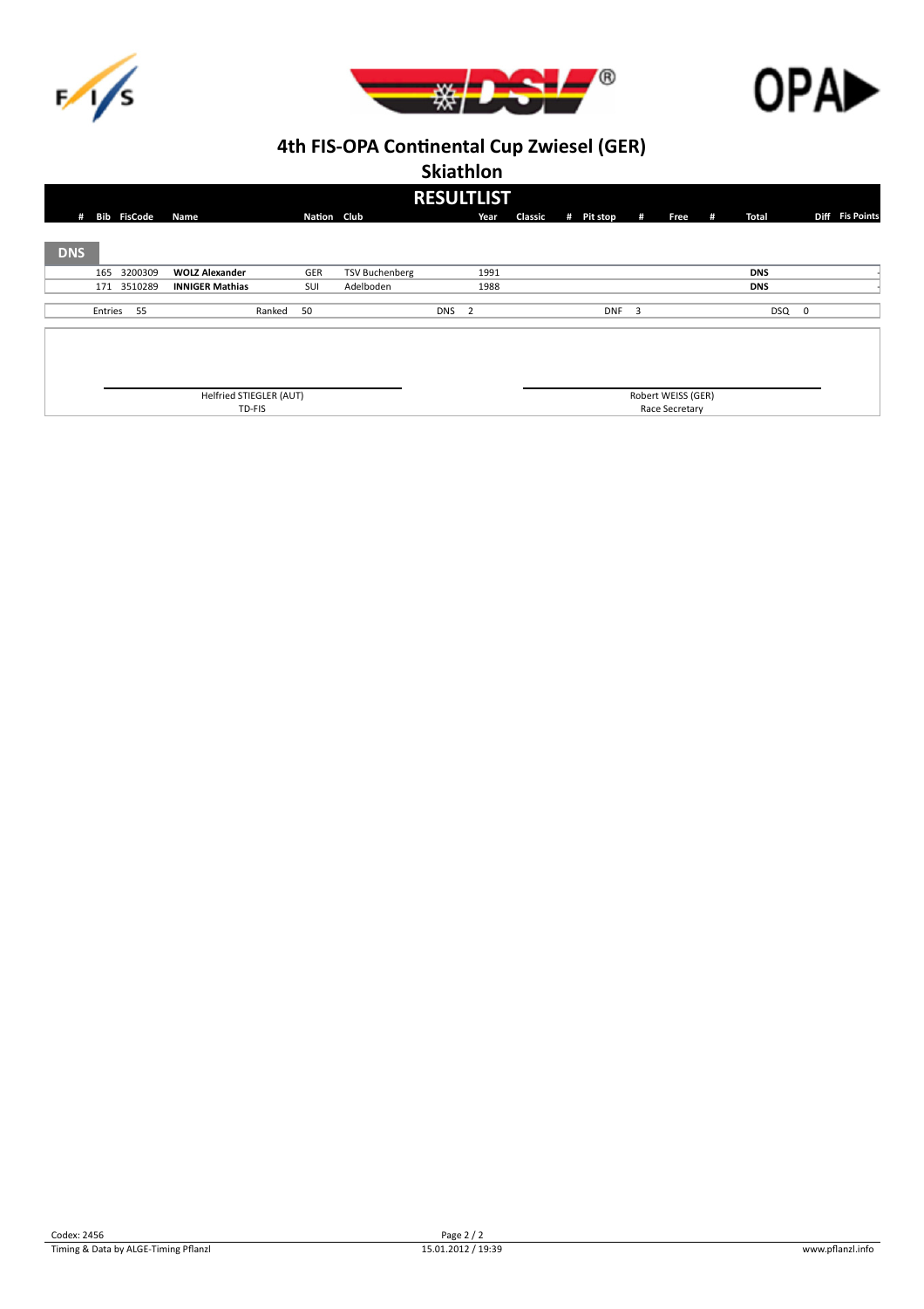# 4th FIS-OPA Continental Cup Zwiesel (GER)

## Skiathlon

### RESULTLIST

| # | Bib | FisCode | Name | Nation | Club | Year | Classic | # | Pit stop | # | Free | # | Total | Diff | Fis Points |
|---|---|---|---|---|---|---|---|---|---|---|---|---|---|---|---|
| **DNS** | | | | | | | | | | | | | | | |
| | 165 | 3200309 | **WOLZ Alexander** | GER | TSV Buchenberg | 1991 | | | | | | | **DNS** | | - |
| | 171 | 3510289 | **INNIGER Mathias** | SUI | Adelboden | 1988 | | | | | | | **DNS** | | - |

Entries 55 Ranked 50 DNS 2 DNF 3 DSQ 0

Helfried STIEGLER (AUT)
TD-FIS

Robert WEISS (GER)
Race Secretary

Codex: 2456

Timing & Data by ALGE-Timing Pflanzl

15.01.2012 / 19:39

www.pflanzl.info